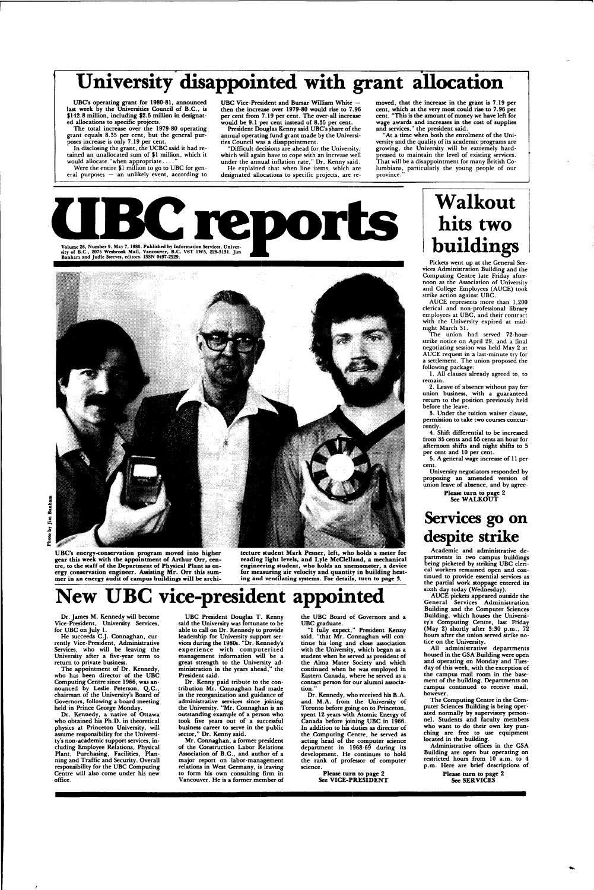# University disappointed with grant allocation

UBC's operating grant for 1980-81, announced last week by the Universities Council of B.C., is $142.8 million, including $2.5 million in designated allocations to specific projects.

The total increase over the 1979-80 operating grant equals 8.35 per cent, but the general purposes increase is only 7.19 per cent.

In disclosing the grant, the UCBC said it had retained an unallocated sum of $1 million, which it would allocate "when appropriate. . . ."

Were the entire $1 million to go to UBC for general purposes — an unlikely event, according to UBC Vice-President and Bursar William White — then the increase over 1979-80 would rise to 7.96 per cent from 7.19 per cent. The over-all increase would be 9.1 per cent instead of 8.35 per cent.

President Douglas Kenny said UBC's share of the annual operating fund grant made by the Universities Council was a disappointment.

"Difficult decisions are ahead for the University, which will again have to cope with an increase well under the annual inflation rate," Dr. Kenny said.

He explained that when line items, which are designated allocations to specific projects, are removed, that the increase in the grant is 7.19 per cent, which at the very most could rise to 7.96 per cent. "This is the amount of money we have left for wage awards and increases in the cost of supplies and services," the president said.

"At a time when both the enrolment of the University and the quality of its academic programs are growing, the University will be extremely hard-pressed to maintain the level of existing services. That will be a disappointment for many British Columbians, particularly the young people of our province."

# UBC reports

Volume 26, Number 9. May 7, 1980. Published by Information Services, University of B.C., 2075 Wesbrook Mall, Vancouver, B.C. V6T 1W5, 228-3131. Jim Banham and Judie Steeves, editors. ISSN 0497-2929.

Photo by Jim Banham

UBC's energy-conservation program moved into higher gear this week with the appointment of Arthur Orr, centre, to the staff of the Department of Physical Plant as energy conservation engineer. Assisting Mr. Orr this summer in an energy audit of campus buildings will be architecture student Mark Pesner, left, who holds a meter for reading light levels, and Lyle McClelland, a mechanical engineering student, who holds an anemometer, a device for measuring air velocity and quantity in building heating and ventilating systems. For details, turn to page 3.

# Walkout hits two buildings

Pickets went up at the General Services Administration Building and the Computing Centre late Friday afternoon as the Association of University and College Employees (AUCE) took strike action against UBC.

AUCE represents more than 1,200 clerical and non-professional library employees at UBC, and their contract with the University expired at midnight March 31.

The union had served 72-hour strike notice on April 29, and a final negotiating session was held May 2 at AUCE request in a last-minute try for a settlement. The union proposed the following package:

1. All clauses already agreed to, to remain.

2. Leave of absence without pay for union business, with a guaranteed return to the position previously held before the leave.

3. Under the tuition waiver clause, permission to take two courses concurrently.

4. Shift differential to be increased from 35 cents and 55 cents an hour for afternoon shifts and night shifts to 5 per cent and 10 per cent.

5. A general wage increase of 11 per cent.

University negotiators responded by proposing an amended version of union leave of absence, and by agree-

**Please turn to page 2**
**See WALKOUT**

# Services go on despite strike

Academic and administrative departments in two campus buildings being picketed by striking UBC clerical workers remained open and continued to provide essential services as the partial work stoppage entered its sixth day today (Wednesday).

AUCE pickets appeared outside the General Services Administration Building and the Computer Sciences Building, which houses the University's Computing Centre, last Friday (May 2) shortly after 3:30 p.m., 72 hours after the union served strike notice on the University.

All administrative departments housed in the GSA Building were open and operating on Monday and Tuesday of this week, with the exception of the campus mail room in the basement of the building. Departments on campus continued to receive mail, however.

The Computing Centre in the Computer Sciences Building is being operated normally by supervisory personnel. Students and faculty members who want to do their own key punching are free to use equipment located in the building.

Administrative offices in the GSA Building are open but operating on restricted hours from 10 a.m. to 4 p.m. Here are brief descriptions of

**Please turn to page 2**
**See SERVICES**

# New UBC vice-president appointed

Dr. James M. Kennedy will become Vice-President, University Services, for UBC on July 1.

He succeeds C.J. Connaghan, currently Vice-President, Administrative Services, who will be leaving the University after a five-year term to return to private business.

The appointment of Dr. Kennedy, who has been director of the UBC Computing Centre since 1966, was announced by Leslie Peterson, Q.C., chairman of the University's Board of Governors, following a board meeting held in Prince George Monday.

Dr. Kennedy, a native of Ottawa who obtained his Ph.D. in theoretical physics at Princeton University, will assume responsibility for the University's non-academic support services, including Employee Relations, Physical Plant, Purchasing, Facilities, Planning and Traffic and Security. Overall responsibility for the UBC Computing Centre will also come under his new office.

UBC President Douglas T. Kenny said the University was fortunate to be able to call on Dr. Kennedy to provide leadership for University support services during the 1980s. "Dr. Kennedy's experience with computerized management information will be a great strength to the University administration in the years ahead," the President said.

Dr. Kenny paid tribute to the contribution Mr. Connaghan had made in the reorganization and guidance of administrative services since joining the University. "Mr. Connaghan is an outstanding example of a person who took five years out of a successful business career to serve in the public sector," Dr. Kenny said.

Mr. Connaghan, a former president of the Construction Labor Relations Association of B.C., and author of a major report on labor-management relations in West Germany, is leaving to form his own consulting firm in Vancouver. He is a former member of the UBC Board of Governors and a UBC graduate.

"I fully expect," President Kenny said, "that Mr. Connaghan will continue his long and close association with the University, which began as a student when he served as president of the Alma Mater Society and which continued when he was employed in Eastern Canada, where he served as a contact person for our alumni association."

Dr. Kennedy, who received his B.A. and M.A. from the University of Toronto before going on to Princeton, spent 12 years with Atomic Energy of Canada before joining UBC in 1966. In addition to his duties as director of the Computing Centre, he served as acting head of the computer science department in 1968-69 during its development. He continues to hold the rank of professor of computer science.

**Please turn to page 2**
**See VICE-PRESIDENT**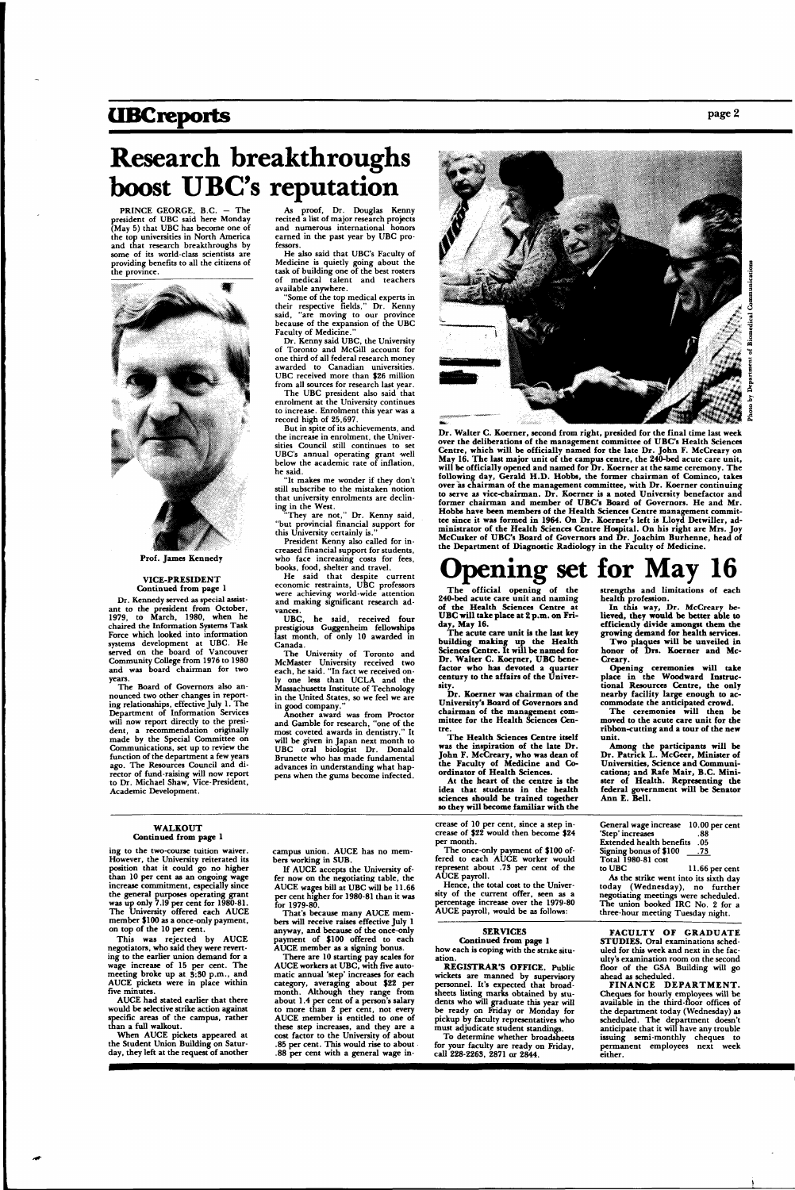# Research breakthroughs boost UBC's reputation

PRINCE GEORGE, B.C. — The president of UBC said here Monday (May 5) that UBC has become one of the top universities in North America and that research breakthroughs by some of its world-class scientists are providing benefits to all the citizens of the province.

As proof, Dr. Douglas Kenny recited a list of major research projects and numerous international honors earned in the past year by UBC professors.

He also said that UBC's Faculty of Medicine is quietly going about the task of building one of the best rosters of medical talent and teachers available anywhere.

"Some of the top medical experts in their respective fields," Dr. Kenny said, "are moving to our province because of the expansion of the UBC Faculty of Medicine."

Dr. Kenny said UBC, the University of Toronto and McGill account for one third of all federal research money awarded to Canadian universities. UBC received more than $26 million from all sources for research last year.

The UBC president also said that enrolment at the University continues to increase. Enrolment this year was a record high of 25,697.

But in spite of its achievements, and the increase in enrolment, the Universities Council still continues to set UBC's annual operating grant well below the academic rate of inflation, he said.

"It makes me wonder if they don't still subscribe to the mistaken notion that university enrolments are declining in the West.

"They are not," Dr. Kenny said, "but provincial financial support for this University certainly is."

President Kenny also called for increased financial support for students, who face increasing costs for fees, books, food, shelter and travel.

He said that despite current economic restraints, UBC professors were achieving world-wide attention and making significant research advances.

UBC, he said, received four prestigious Guggenheim fellowships last month, of only 10 awarded in Canada.

The University of Toronto and McMaster University received two each, he said. "In fact we received only one less than UCLA and the Massachusetts Institute of Technology in the United States, so we feel we are in good company."

Another award was from Proctor and Gamble for research, "one of the most coveted awards in dentistry." It will be given in Japan next month to UBC oral biologist Dr. Donald Brunette who has made fundamental advances in understanding what happens when the gums become infected.

Prof. James Kennedy

### VICE-PRESIDENT
Continued from page 1

Dr. Kennedy served as special assistant to the president from October, 1979, to March, 1980, when he chaired the Information Systems Task Force which looked into information systems development at UBC. He served on the board of Vancouver Community College from 1976 to 1980 and was board chairman for two years.

The Board of Governors also announced two other changes in reporting relationships, effective July 1. The Department of Information Services will now report directly to the president, a recommendation originally made by the Special Committee on Communications, set up to review the function of the department a few years ago. The Resources Council and director of fund-raising will now report to Dr. Michael Shaw, Vice-President, Academic Development.

Dr. Walter C. Koerner, second from right, presided for the final time last week over the deliberations of the management committee of UBC's Health Sciences Centre, which will be officially named for the late Dr. John F. McCreary on May 16. The last major unit of the campus centre, the 240-bed acute care unit, will be officially opened and named for Dr. Koerner at the same ceremony. The following day, Gerald H.D. Hobbs, the former chairman of Cominco, takes over as chairman of the management committee, with Dr. Koerner continuing to serve as vice-chairman. Dr. Koerner is a noted University benefactor and former chairman and member of UBC's Board of Governors. He and Mr. Hobbs have been members of the Health Sciences Centre management committee since it was formed in 1964. On Dr. Koerner's left is Lloyd Detwiller, administrator of the Health Sciences Centre Hospital. On his right are Mrs. Joy McCusker of UBC's Board of Governors and Dr. Joachim Burhenne, head of the Department of Diagnostic Radiology in the Faculty of Medicine.

Photo by Department of Biomedical Communications

# Opening set for May 16

**The official opening of the 240-bed acute care unit and naming of the Health Sciences Centre at UBC will take place at 2 p.m. on Friday, May 16.**

**The acute care unit is the last key building making up the Health Sciences Centre. It will be named for Dr. Walter C. Koerner, UBC benefactor who has devoted a quarter century to the affairs of the University.**

**Dr. Koerner was chairman of the University's Board of Governors and chairman of the management committee for the Health Sciences Centre.**

**The Health Sciences Centre itself was the inspiration of the late Dr. John F. McCreary, who was dean of the Faculty of Medicine and Co-ordinator of Health Sciences.**

**At the heart of the centre is the idea that students in the health sciences should be trained together so they will become familiar with the strengths and limitations of each health profession.**

**In this way, Dr. McCreary believed, they would be better able to efficiently divide amongst them the growing demand for health services.**

**Two plaques will be unveiled in honor of Drs. Koerner and McCreary.**

**Opening ceremonies will take place in the Woodward Instructional Resources Centre, the only nearby facility large enough to accommodate the anticipated crowd.**

**The ceremonies will then be moved to the acute care unit for the ribbon-cutting and a tour of the new unit.**

**Among the participants will be Dr. Patrick L. McGeer, Minister of Universities, Science and Communications; and Rafe Mair, B.C. Minister of Health. Representing the federal government will be Senator Ann E. Bell.**

### WALKOUT
Continued from page 1

ing to the two-course tuition waiver. However, the University reiterated its position that it could go no higher than 10 per cent as an ongoing wage increase commitment, especially since the general purposes operating grant was up only 7.19 per cent for 1980-81. The University offered each AUCE member $100 as a once-only payment, on top of the 10 per cent.

This was rejected by AUCE negotiators, who said they were reverting to the earlier union demand for a wage increase of 15 per cent. The meeting broke up at 5:30 p.m., and AUCE pickets were in place within five minutes.

AUCE had stated earlier that there would be selective strike action against specific areas of the campus, rather than a full walkout.

When AUCE pickets appeared at the Student Union Building on Saturday, they left at the request of another campus union. AUCE has no members working in SUB.

If AUCE accepts the University offer now on the negotiating table, the AUCE wages bill at UBC will be 11.66 per cent higher for 1980-81 than it was for 1979-80.

That's because many AUCE members will receive raises effective July 1 anyway, and because of the once-only payment of $100 offered to each AUCE member as a signing bonus.

There are 10 starting pay scales for AUCE workers at UBC, with five automatic annual 'step' increases for each category, averaging about $22 per month. Although they range from about 1.4 per cent of a person's salary to more than 2 per cent, not every AUCE member is entitled to one of these step increases, and they are a cost factor to the University of about .85 per cent. This would rise to about .88 per cent with a general wage increase of 10 per cent, since a step increase of $22 would then become $24 per month.

The once-only payment of $100 offered to each AUCE worker would represent about .73 per cent of the AUCE payroll.

Hence, the total cost to the University of the current offer, seen as a percentage increase over the 1979-80 AUCE payroll, would be as follows:

| | |
|---|---|
| General wage increase | 10.00 per cent |
| 'Step' increases | .88 |
| Extended health benefits | .05 |
| Signing bonus of $100 | .73 |
| Total 1980-81 cost to UBC | 11.66 per cent |

As the strike went into its sixth day today (Wednesday), no further negotiating meetings were scheduled. The union booked IRC No. 2 for a three-hour meeting Tuesday night.

### SERVICES
Continued from page 1

how each is coping with the strike situation.

**REGISTRAR'S OFFICE.** Public wickets are manned by supervisory personnel. It's expected that broadsheets listing marks obtained by students who will graduate this year will be ready on Friday or Monday for pickup by faculty representatives who must adjudicate student standings.

To determine whether broadsheets for your faculty are ready on Friday, call 228-2263, 2871 or 2844.

**FACULTY OF GRADUATE STUDIES.** Oral examinations scheduled for this week and next in the faculty's examination room on the second floor of the GSA Building will go ahead as scheduled.

**FINANCE DEPARTMENT.** Cheques for hourly employees will be available in the third-floor offices of the department today (Wednesday) as scheduled. The department doesn't anticipate that it will have any trouble issuing semi-monthly cheques to permanent employees next week either.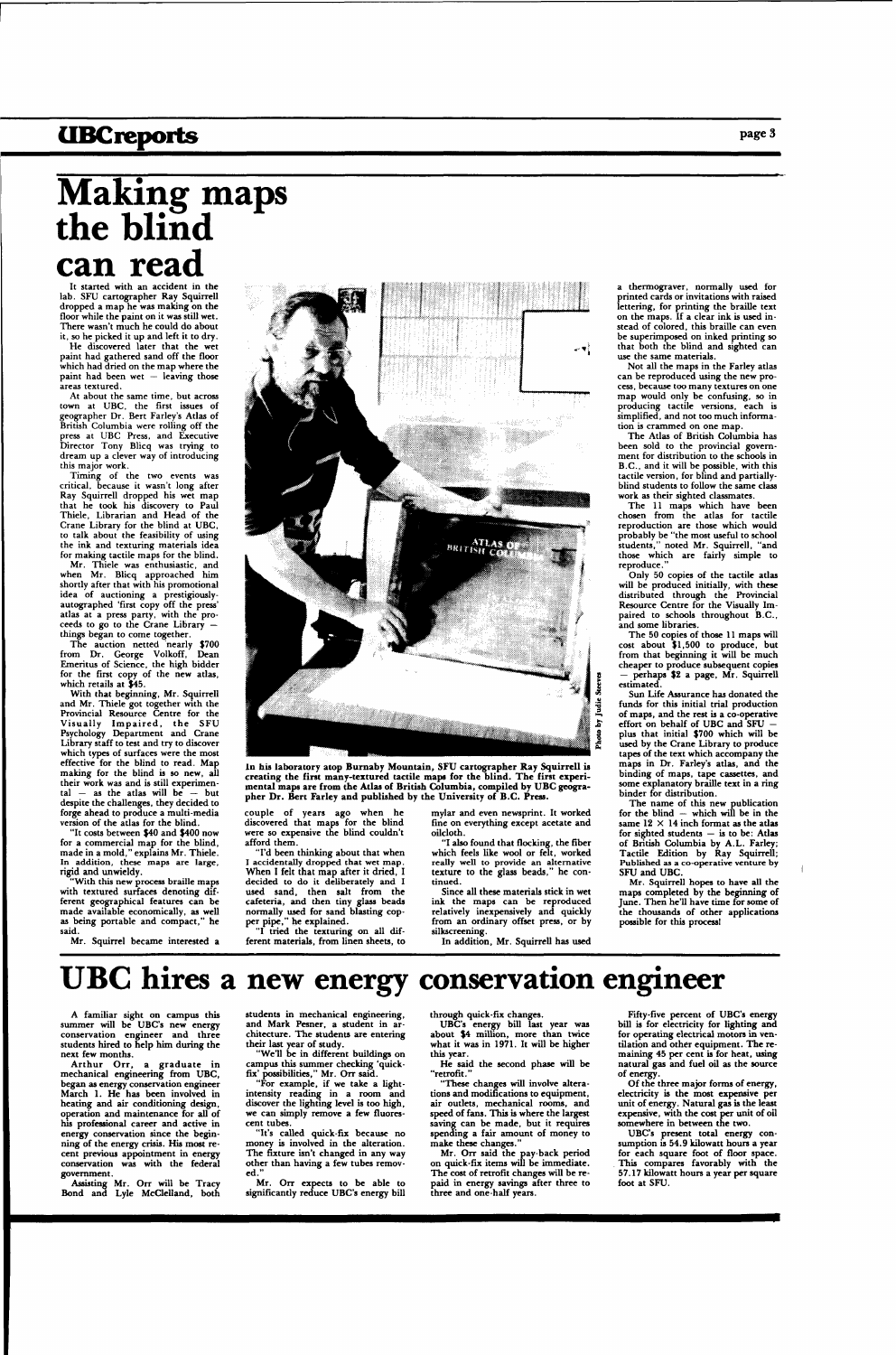# Making maps the blind can read

It started with an accident in the lab. SFU cartographer Ray Squirrell dropped a map he was making on the floor while the paint on it was still wet. There wasn't much he could do about it, so he picked it up and left it to dry.

He discovered later that the wet paint had gathered sand off the floor which had dried on the map where the paint had been wet — leaving those areas textured.

At about the same time, but across town at UBC, the first issues of geographer Dr. Bert Farley's Atlas of British Columbia were rolling off the press at UBC Press, and Executive Director Tony Blicq was trying to dream up a clever way of introducing this major work.

Timing of the two events was critical, because it wasn't long after Ray Squirrell dropped his wet map that he took his discovery to Paul Thiele, Librarian and Head of the Crane Library for the blind at UBC, to talk about the feasibility of using the ink and texturing materials idea for making tactile maps for the blind.

Mr. Thiele was enthusiastic, and when Mr. Blicq approached him shortly after that with his promotional idea of auctioning a prestigiously-autographed 'first copy off the press' atlas at a press party, with the proceeds to go to the Crane Library — things began to come together.

The auction netted nearly $700 from Dr. George Volkoff, Dean Emeritus of Science, the high bidder for the first copy of the new atlas, which retails at $45.

With that beginning, Mr. Squirrell and Mr. Thiele got together with the Provincial Resource Centre for the Visually Impaired, the SFU Psychology Department and Crane Library staff to test and try to discover which types of surfaces were the most effective for the blind to read. Map making for the blind is so new, all their work was and is still experimental — as the atlas will be — but despite the challenges, they decided to forge ahead to produce a multi-media version of the atlas for the blind.

"It costs between $40 and $400 now for a commercial map for the blind, made in a mold," explains Mr. Thiele. In addition, these maps are large, rigid and unwieldy.

"With this new process braille maps with textured surfaces denoting different geographical features can be made available economically, as well as being portable and compact," he said.

Mr. Squirrel became interested a couple of years ago when he discovered that maps for the blind were so expensive the blind couldn't afford them.

"I'd been thinking about that when I accidentally dropped that wet map. When I felt that map after it dried, I decided to do it deliberately and I used sand, then salt from the cafeteria, and then tiny glass beads normally used for sand blasting copper pipe," he explained.

"I tried the texturing on all different materials, from linen sheets, to mylar and even newsprint. It worked fine on everything except acetate and oilcloth.

"I also found that flocking, the fiber which feels like wool or felt, worked really well to provide an alternative texture to the glass beads," he continued.

Since all these materials stick in wet ink the maps can be reproduced relatively inexpensively and quickly from an ordinary offset press, or by silkscreening.

In addition, Mr. Squirrell has used a thermograver, normally used for printed cards or invitations with raised lettering, for printing the braille text on the maps. If a clear ink is used instead of colored, this braille can even be superimposed on inked printing so that both the blind and sighted can use the same materials.

Not all the maps in the Farley atlas can be reproduced using the new process, because too many textures on one map would only be confusing, so in producing tactile versions, each is simplified, and not too much information is crammed on one map.

The Atlas of British Columbia has been sold to the provincial government for distribution to the schools in B.C., and it will be possible, with this tactile version, for blind and partially-blind students to follow the same class work as their sighted classmates.

The 11 maps which have been chosen from the atlas for tactile reproduction are those which would probably be "the most useful to school students," noted Mr. Squirrell, "and those which are fairly simple to reproduce."

Only 50 copies of the tactile atlas will be produced initially, with these distributed through the Provincial Resource Centre for the Visually Impaired to schools throughout B.C., and some libraries.

The 50 copies of those 11 maps will cost about $1,500 to produce, but from that beginning it will be much cheaper to produce subsequent copies — perhaps $2 a page, Mr. Squirrell estimated.

Sun Life Assurance has donated the funds for this initial trial production of maps, and the rest is a co-operative effort on behalf of UBC and SFU — plus that initial $700 which will be used by the Crane Library to produce tapes of the text which accompany the maps in Dr. Farley's atlas, and the binding of maps, tape cassettes, and some explanatory braille text in a ring binder for distribution.

The name of this new publication for the blind — which will be in the same 12 × 14 inch format as the atlas for sighted students — is to be: Atlas of British Columbia by A.L. Farley; Tactile Edition by Ray Squirrell; Published as a co-operative venture by SFU and UBC.

Mr. Squirrell hopes to have all the maps completed by the beginning of June. Then he'll have time for some of the thousands of other applications possible for this process!

In his laboratory atop Burnaby Mountain, SFU cartographer Ray Squirrell is creating the first many-textured tactile maps for the blind. The first experimental maps are from the Atlas of British Columbia, compiled by UBC geographer Dr. Bert Farley and published by the University of B.C. Press.

Photo by Judie Steeves

# UBC hires a new energy conservation engineer

A familiar sight on campus this summer will be UBC's new energy conservation engineer and three students hired to help him during the next few months.

Arthur Orr, a graduate in mechanical engineering from UBC, began as energy conservation engineer March 1. He has been involved in heating and air conditioning design, operation and maintenance for all of his professional career and active in energy conservation since the beginning of the energy crisis. His most recent previous appointment in energy conservation was with the federal government.

Assisting Mr. Orr will be Tracy Bond and Lyle McClelland, both students in mechanical engineering, and Mark Pesner, a student in architecture. The students are entering their last year of study.

"We'll be in different buildings on campus this summer checking 'quick-fix' possibilities," Mr. Orr said.

"For example, if we take a light-intensity reading in a room and discover the lighting level is too high, we can simply remove a few fluorescent tubes.

"It's called quick-fix because no money is involved in the alteration. The fixture isn't changed in any way other than having a few tubes removed."

Mr. Orr expects to be able to significantly reduce UBC's energy bill through quick-fix changes.

UBC's energy bill last year was about $4 million, more than twice what it was in 1971. It will be higher this year.

He said the second phase will be "retrofit."

"These changes will involve alterations and modifications to equipment, air outlets, mechanical rooms, and speed of fans. This is where the largest saving can be made, but it requires spending a fair amount of money to make these changes."

Mr. Orr said the pay-back period on quick-fix items will be immediate. The cost of retrofit changes will be repaid in energy savings after three to three and one-half years.

Fifty-five percent of UBC's energy bill is for electricity for lighting and for operating electrical motors in ventilation and other equipment. The remaining 45 per cent is for heat, using natural gas and fuel oil as the source of energy.

Of the three major forms of energy, electricity is the most expensive per unit of energy. Natural gas is the least expensive, with the cost per unit of oil somewhere in between the two.

UBC's present total energy consumption is 54.9 kilowatt hours a year for each square foot of floor space. This compares favorably with the 57.17 kilowatt hours a year per square foot at SFU.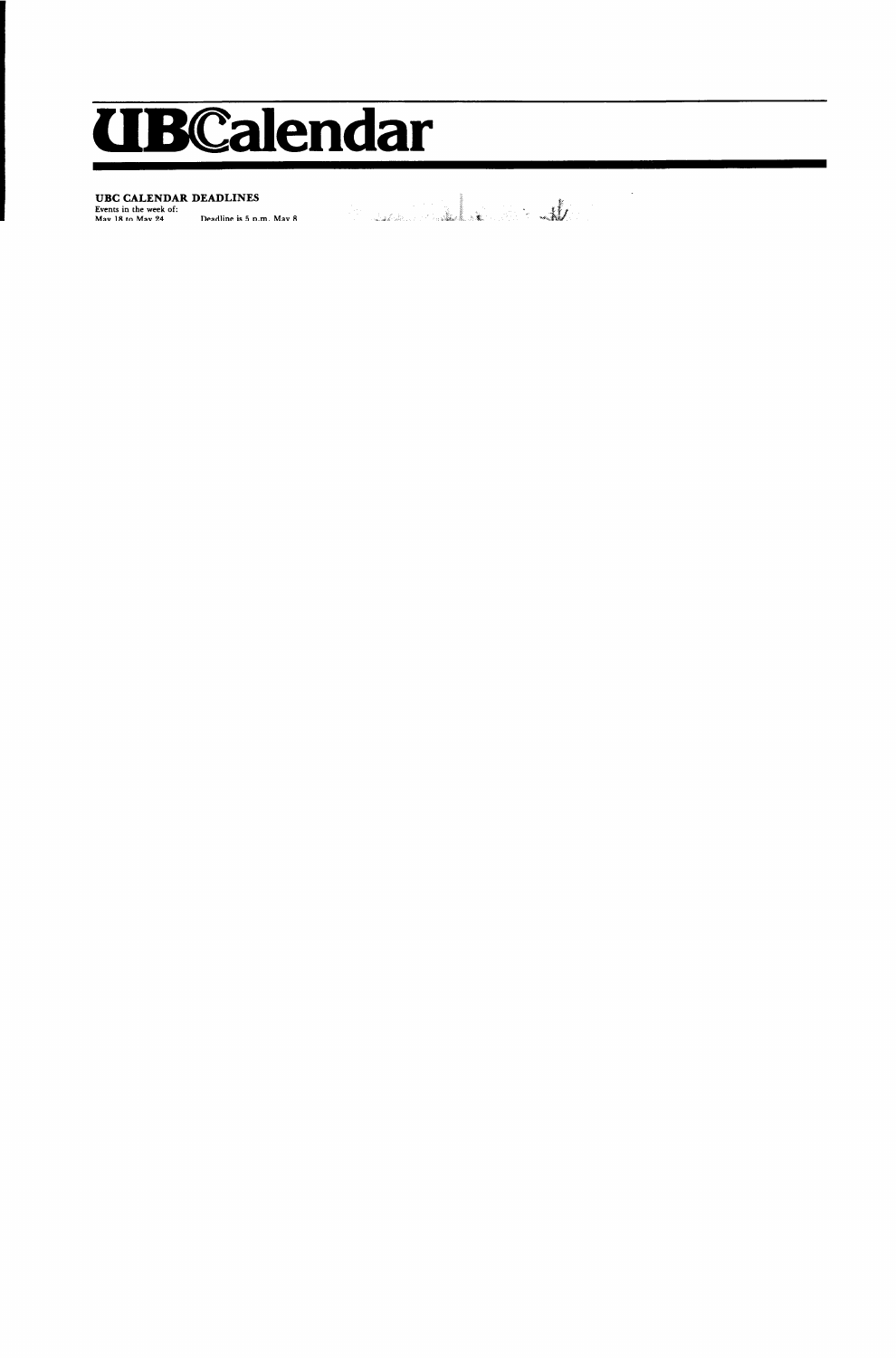# UBCalendar

**UBC CALENDAR DEADLINES**

Events in the week of:
May 18 to May 24 Deadline is 5 p.m. May 8